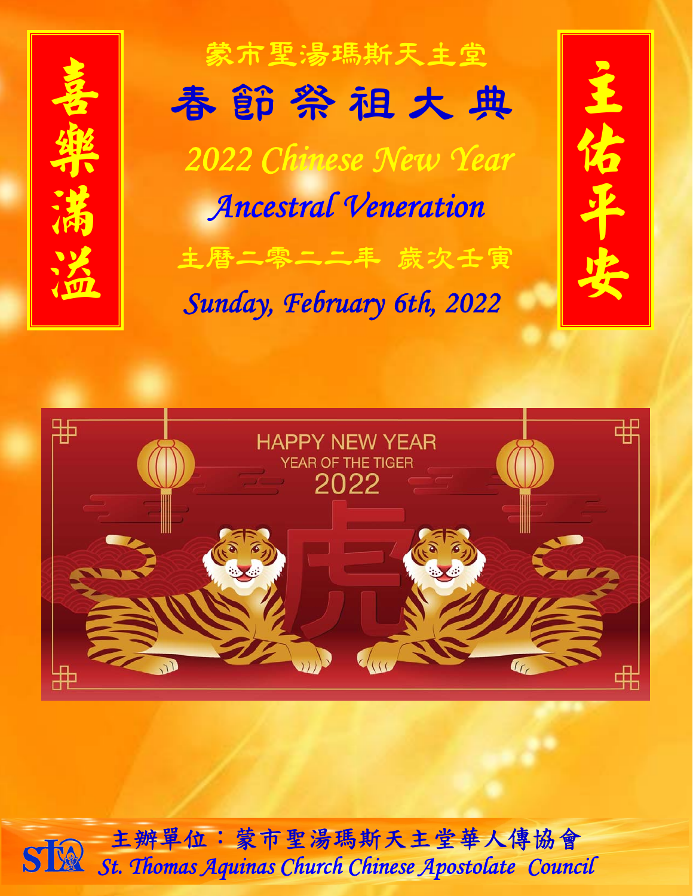喜樂滿溢

主佑平安

蒙市聖湯瑪斯天主堂

# 春節祭祖大典

## *2022 Chinese New Year*

## *Ancestral Veneration*

主曆二零二二年 歲次壬寅

*Sunday, February 6th, 2022*

HAPPY NEW YEAR

YEAR OF THE TIGER

2022

虎

主辦單位：蒙市聖湯瑪斯天主堂華人傳協會

*St. Thomas Aquinas Church Chinese Apostolate Council*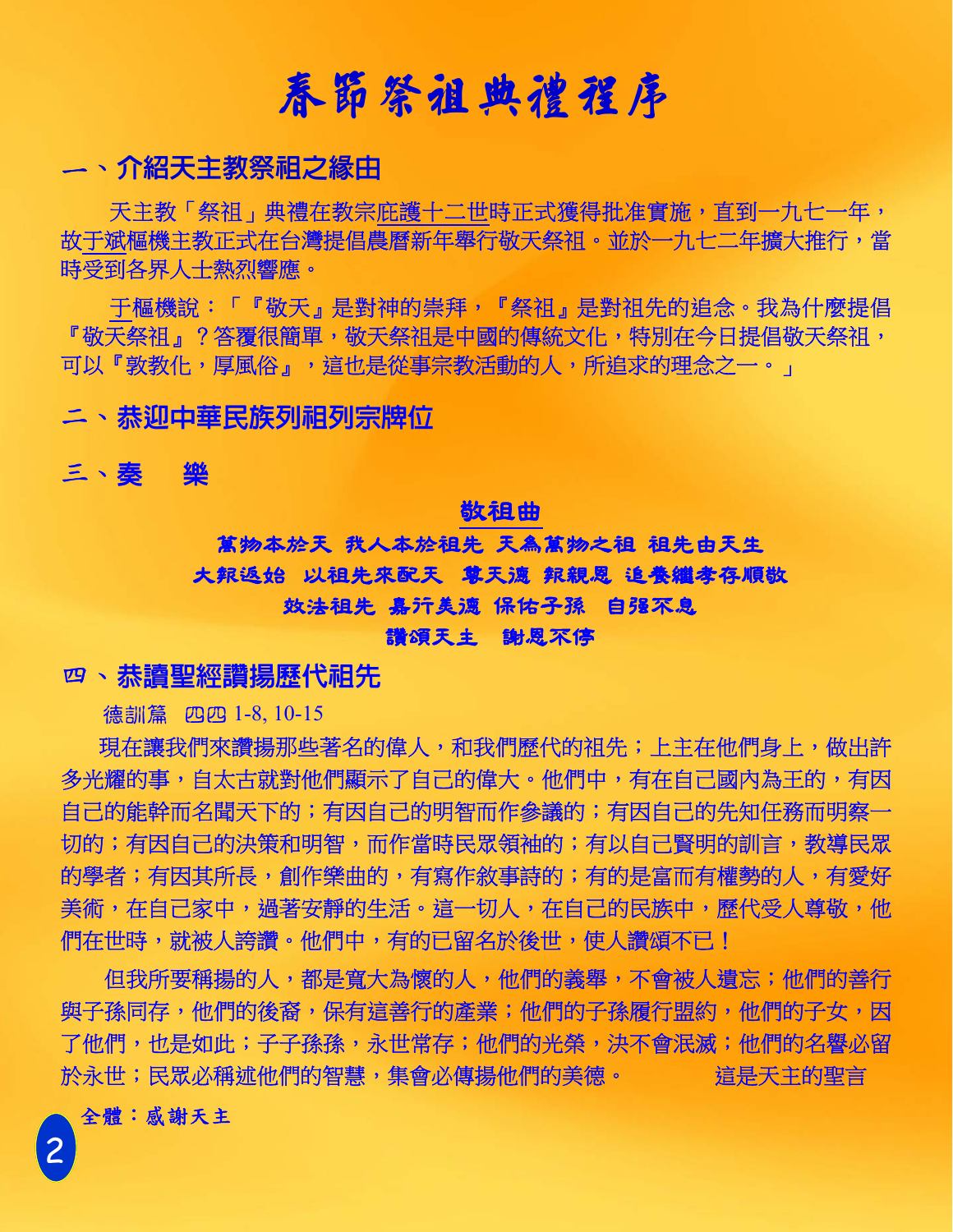# 春節祭祖典禮程序

## 一、介紹天主教祭祖之緣由

天主教「祭祖」典禮在教宗庇護十二世時正式獲得批准實施，直到一九七一年，故于斌樞機主教正式在台灣提倡農曆新年舉行敬天祭祖。並於一九七二年擴大推行，當時受到各界人士熱烈響應。

于樞機說：「『敬天』是對神的崇拜，『祭祖』是對祖先的追念。我為什麼提倡『敬天祭祖』？答覆很簡單，敬天祭祖是中國的傳統文化，特別在今日提倡敬天祭祖，可以『敦教化，厚風俗』，這也是從事宗教活動的人，所追求的理念之一。」

## 二、恭迎中華民族列祖列宗牌位

## 三、奏　樂

**敬祖曲**

萬物本於天　我人本於祖先　天為萬物之祖　祖先由天生
大報返始　以祖先來配天　尊天德　報親恩　追養繼孝存順敬
效法祖先　嘉行美德　保佑子孫　自強不息
讚頌天主　謝恩不停

## 四、恭讀聖經讚揚歷代祖先

德訓篇　四四 1-8, 10-15

現在讓我們來讚揚那些著名的偉人，和我們歷代的祖先；上主在他們身上，做出許多光耀的事，自太古就對他們顯示了自己的偉大。他們中，有在自己國內為王的，有因自己的能幹而名聞天下的；有因自己的明智而作參議的；有因自己的先知任務而明察一切的；有因自己的決策和明智，而作當時民眾領袖的；有以自己賢明的訓言，教導民眾的學者；有因其所長，創作樂曲的，有寫作敘事詩的；有的是富而有權勢的人，有愛好美術，在自己家中，過著安靜的生活。這一切人，在自己的民族中，歷代受人尊敬，他們在世時，就被人誇讚。他們中，有的已留名於後世，使人讚頌不已！

但我所要稱揚的人，都是寬大為懷的人，他們的義舉，不會被人遺忘；他們的善行與子孫同存，他們的後裔，保有這善行的產業；他們的子孫履行盟約，他們的子女，因了他們，也是如此；子子孫孫，永世常存；他們的光榮，決不會泯滅；他們的名譽必留於永世；民眾必稱述他們的智慧，集會必傳揚他們的美德。　　這是天主的聖言

**全體：感謝天主**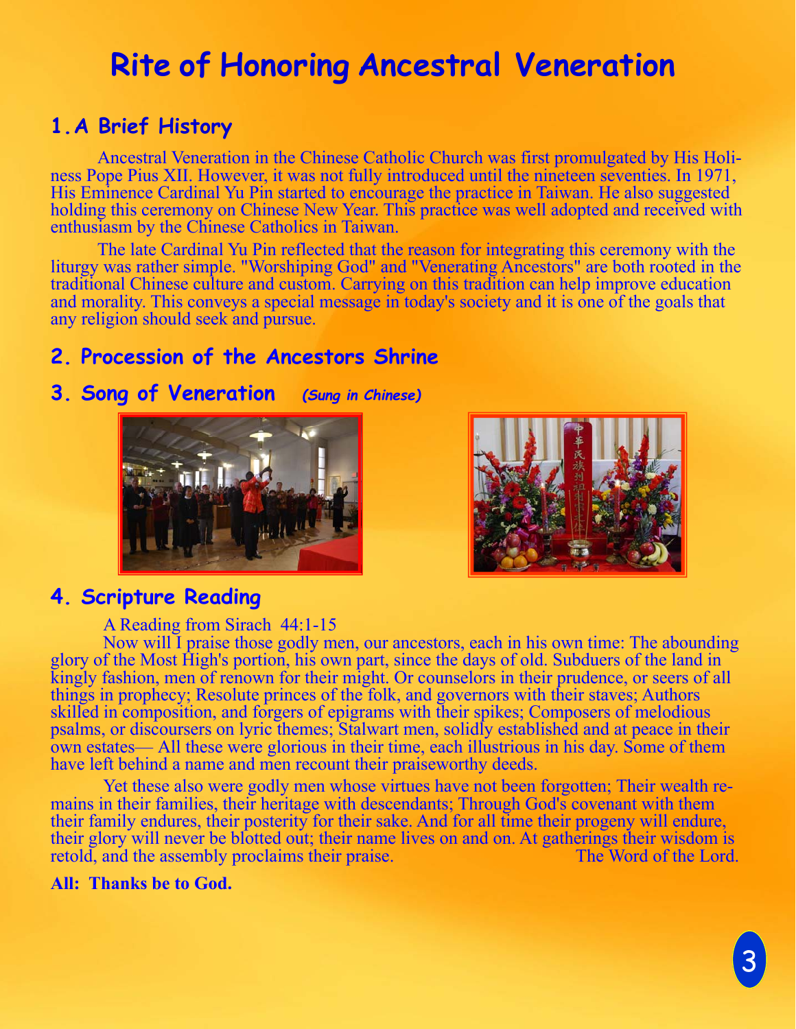# Rite of Honoring Ancestral Veneration

## 1. A Brief History

Ancestral Veneration in the Chinese Catholic Church was first promulgated by His Holiness Pope Pius XII. However, it was not fully introduced until the nineteen seventies. In 1971, His Eminence Cardinal Yu Pin started to encourage the practice in Taiwan. He also suggested holding this ceremony on Chinese New Year. This practice was well adopted and received with enthusiasm by the Chinese Catholics in Taiwan.

The late Cardinal Yu Pin reflected that the reason for integrating this ceremony with the liturgy was rather simple. "Worshiping God" and "Venerating Ancestors" are both rooted in the traditional Chinese culture and custom. Carrying on this tradition can help improve education and morality. This conveys a special message in today's society and it is one of the goals that any religion should seek and pursue.

## 2. Procession of the Ancestors Shrine

## 3. Song of Veneration *(Sung in Chinese)*

## 4. Scripture Reading

A Reading from Sirach 44:1-15

Now will I praise those godly men, our ancestors, each in his own time: The abounding glory of the Most High's portion, his own part, since the days of old. Subduers of the land in kingly fashion, men of renown for their might. Or counselors in their prudence, or seers of all things in prophecy; Resolute princes of the folk, and governors with their staves; Authors skilled in composition, and forgers of epigrams with their spikes; Composers of melodious psalms, or discoursers on lyric themes; Stalwart men, solidly established and at peace in their own estates— All these were glorious in their time, each illustrious in his day. Some of them have left behind a name and men recount their praiseworthy deeds.

Yet these also were godly men whose virtues have not been forgotten; Their wealth remains in their families, their heritage with descendants; Through God's covenant with them their family endures, their posterity for their sake. And for all time their progeny will endure, their glory will never be blotted out; their name lives on and on. At gatherings their wisdom is retold, and the assembly proclaims their praise. The Word of the Lord.

**All: Thanks be to God.**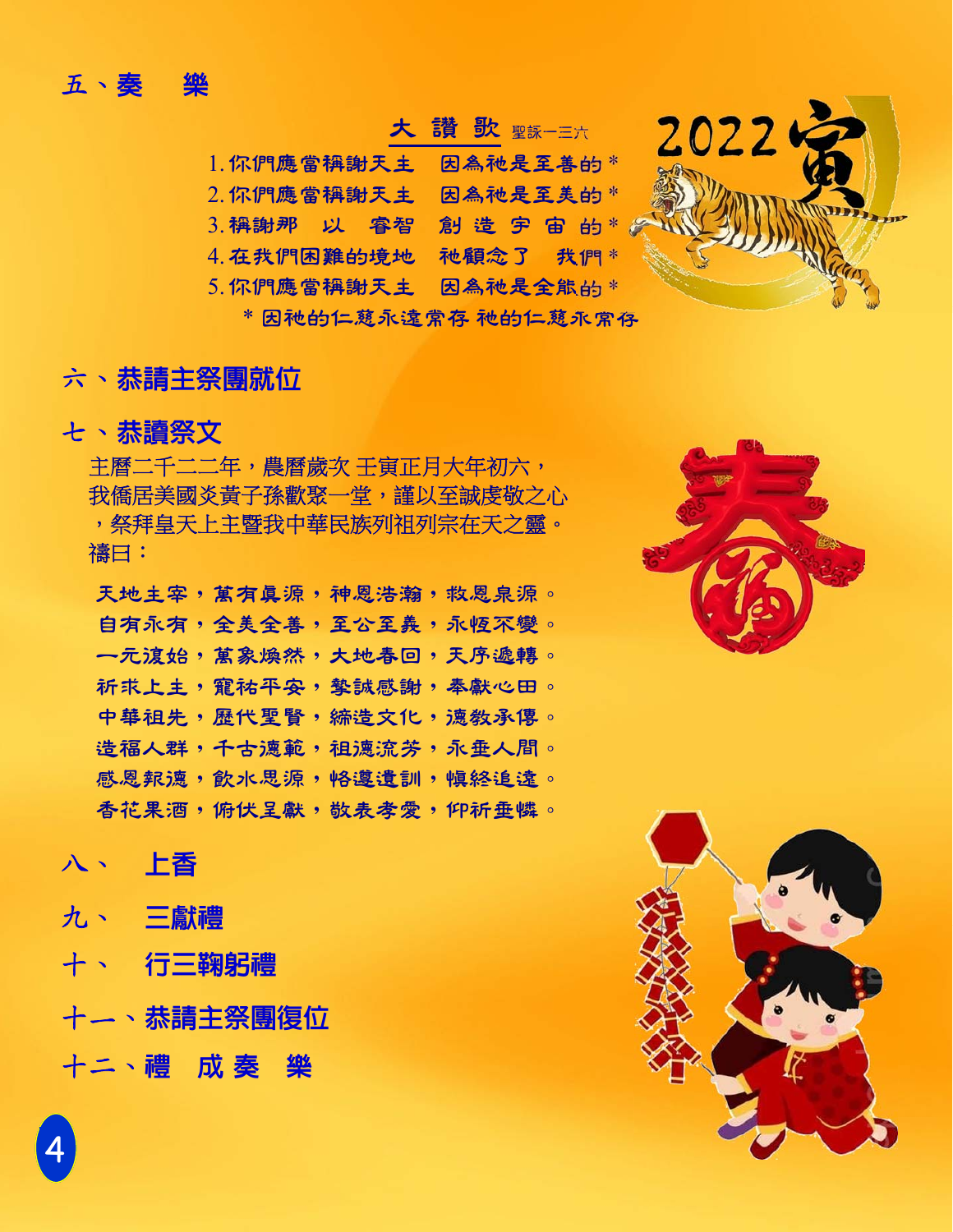## 五、奏　樂

**大 讚 歌** 聖詠一三六

1. 你們應當稱謝天主　因為祂是至善的 *
2. 你們應當稱謝天主　因為祂是至美的 *
3. 稱謝那　以　睿智　創 造 宇 宙 的 *
4. 在我們困難的境地　祂顧念了　我們 *
5. 你們應當稱謝天主　因為祂是全能的 *

\* 因祂的仁慈永遠常存 祂的仁慈永常存

## 六、恭請主祭團就位

## 七、恭讀祭文

主曆二千二二年，農曆歲次 壬寅正月大年初六，
我僑居美國炎黃子孫歡聚一堂，謹以至誠虔敬之心
，祭拜皇天上主暨我中華民族列祖列宗在天之靈。
禱曰：

天地主宰，萬有真源，神恩浩瀚，救恩泉源。
自有永有，全美全善，至公至義，永恆不變。
一元復始，萬象煥然，大地春回，天序遞轉。
祈求上主，寵祐平安，摯誠感謝，奉獻心田。
中華祖先，歷代聖賢，締造文化，德教承傳。
造福人群，千古德範，祖德流芳，永垂人間。
感恩報德，飲水思源，恪遵遺訓，慎終追遠。
香花果酒，俯伏呈獻，敬表孝愛，仰祈垂憐。

## 八、　上香

## 九、　三獻禮

## 十、　行三鞠躬禮

## 十一、恭請主祭團復位

## 十二、禮　成 奏　樂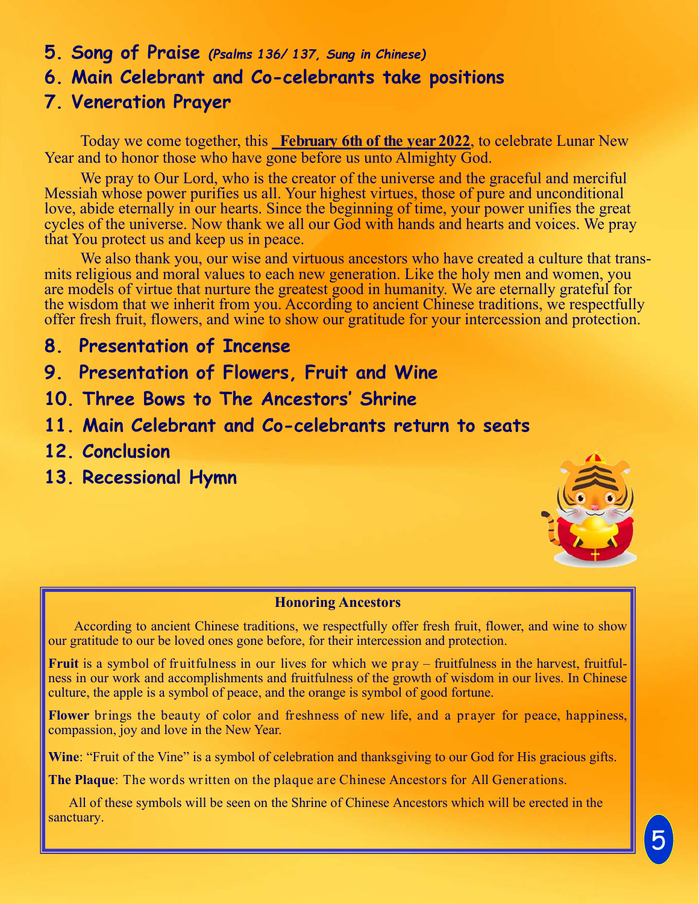5. **Song of Praise** *(Psalms 136/ 137, Sung in Chinese)*
6. **Main Celebrant and Co-celebrants take positions**
7. **Veneration Prayer**

Today we come together, this **February 6th of the year 2022**, to celebrate Lunar New Year and to honor those who have gone before us unto Almighty God.

We pray to Our Lord, who is the creator of the universe and the graceful and merciful Messiah whose power purifies us all. Your highest virtues, those of pure and unconditional love, abide eternally in our hearts. Since the beginning of time, your power unifies the great cycles of the universe. Now thank we all our God with hands and hearts and voices. We pray that You protect us and keep us in peace.

We also thank you, our wise and virtuous ancestors who have created a culture that transmits religious and moral values to each new generation. Like the holy men and women, you are models of virtue that nurture the greatest good in humanity. We are eternally grateful for the wisdom that we inherit from you. According to ancient Chinese traditions, we respectfully offer fresh fruit, flowers, and wine to show our gratitude for your intercession and protection.

8. **Presentation of Incense**
9. **Presentation of Flowers, Fruit and Wine**
10. **Three Bows to The Ancestors' Shrine**
11. **Main Celebrant and Co-celebrants return to seats**
12. **Conclusion**
13. **Recessional Hymn**

**Honoring Ancestors**

According to ancient Chinese traditions, we respectfully offer fresh fruit, flower, and wine to show our gratitude to our be loved ones gone before, for their intercession and protection.

**Fruit** is a symbol of fruitfulness in our lives for which we pray – fruitfulness in the harvest, fruitfulness in our work and accomplishments and fruitfulness of the growth of wisdom in our lives. In Chinese culture, the apple is a symbol of peace, and the orange is symbol of good fortune.

**Flower** brings the beauty of color and freshness of new life, and a prayer for peace, happiness, compassion, joy and love in the New Year.

**Wine**: "Fruit of the Vine" is a symbol of celebration and thanksgiving to our God for His gracious gifts.

**The Plaque**: The words written on the plaque are Chinese Ancestors for All Generations.

All of these symbols will be seen on the Shrine of Chinese Ancestors which will be erected in the sanctuary.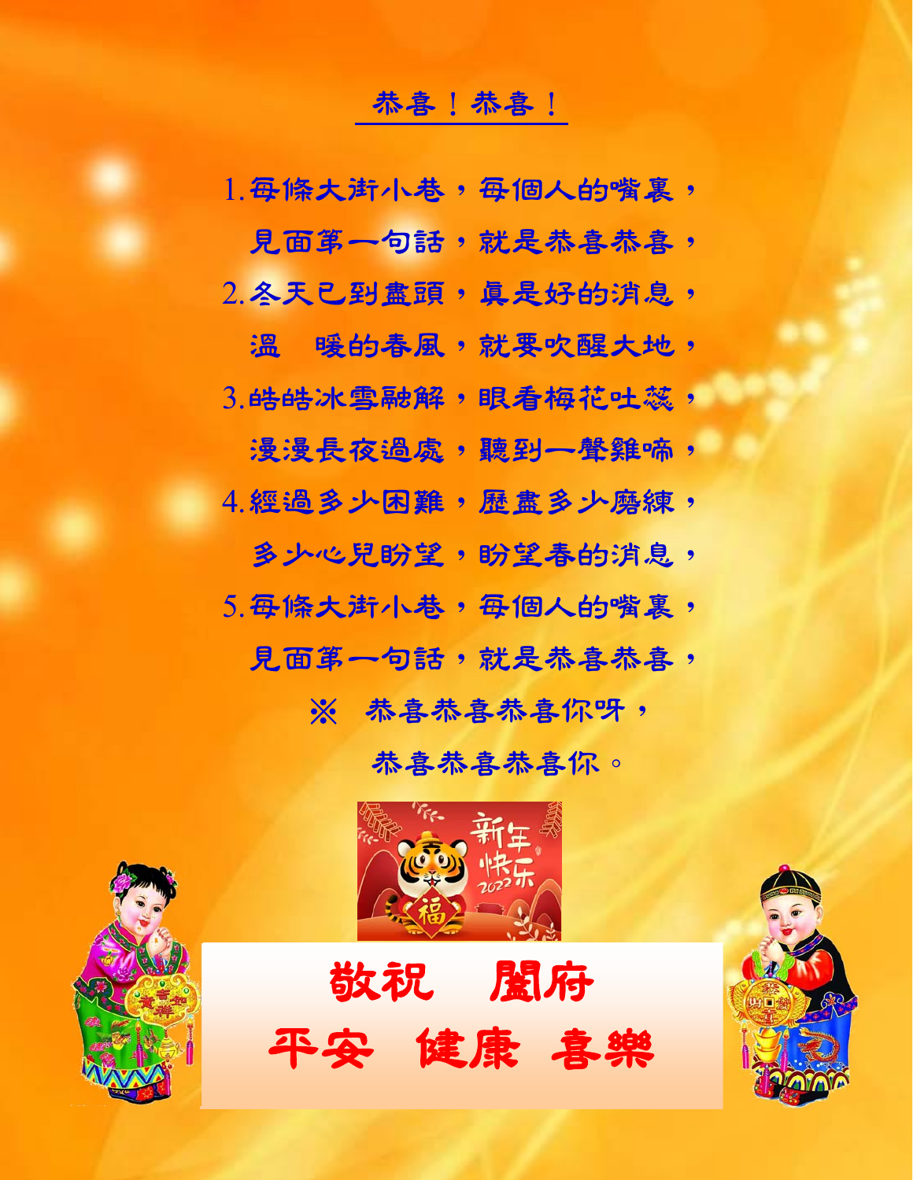## 恭喜！恭喜！

1. 每條大街小巷，每個人的嘴裏，
 見面第一句話，就是恭喜恭喜，
2. 冬天已到盡頭，真是好的消息，
 溫　暖的春風，就要吹醒大地，
3. 皓皓冰雪融解，眼看梅花吐蕊，
 漫漫長夜過處，聽到一聲雞啼，
4. 經過多少困難，歷盡多少磨練，
 多少心兒盼望，盼望春的消息，
5. 每條大街小巷，每個人的嘴裏，
 見面第一句話，就是恭喜恭喜，

※　恭喜恭喜恭喜你呀，
　　恭喜恭喜恭喜你。

新年快乐 2022

福

**敬祝　闔府**

**平安　健康　喜樂**